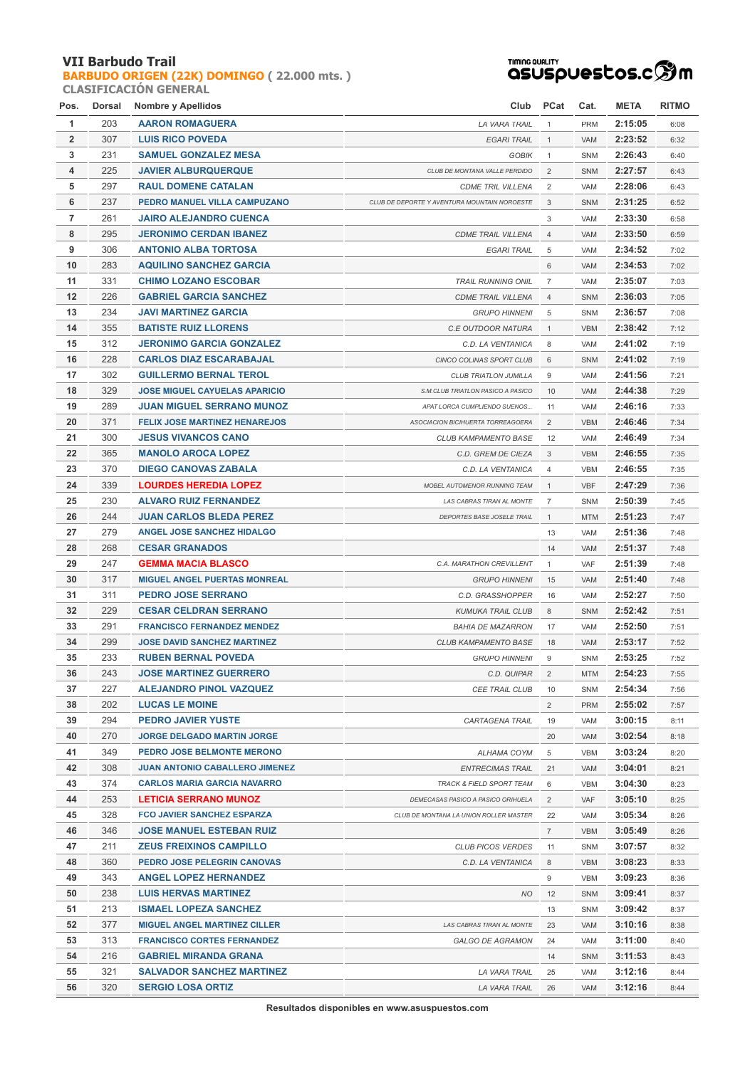# VII Barbudo Trail

## BARBUDO ORIGEN (22K) DOMINGO ( 22.000 mts. )

### CLASIFICACIÓN GENERAL

| Pos. | Dorsal | Nombre y Apellidos | Club | PCat | Cat. | META | RITMO |
|---|---|---|---|---|---|---|---|
| 1 | 203 | AARON ROMAGUERA | LA VARA TRAIL | 1 | PRM | 2:15:05 | 6:08 |
| 2 | 307 | LUIS RICO POVEDA | EGARI TRAIL | 1 | VAM | 2:23:52 | 6:32 |
| 3 | 231 | SAMUEL GONZALEZ MESA | GOBIK | 1 | SNM | 2:26:43 | 6:40 |
| 4 | 225 | JAVIER ALBURQUERQUE | CLUB DE MONTANA VALLE PERDIDO | 2 | SNM | 2:27:57 | 6:43 |
| 5 | 297 | RAUL DOMENE CATALAN | CDME TRIL VILLENA | 2 | VAM | 2:28:06 | 6:43 |
| 6 | 237 | PEDRO MANUEL VILLA CAMPUZANO | CLUB DE DEPORTE Y AVENTURA MOUNTAIN NOROESTE | 3 | SNM | 2:31:25 | 6:52 |
| 7 | 261 | JAIRO ALEJANDRO CUENCA | | 3 | VAM | 2:33:30 | 6:58 |
| 8 | 295 | JERONIMO CERDAN IBANEZ | CDME TRAIL VILLENA | 4 | VAM | 2:33:50 | 6:59 |
| 9 | 306 | ANTONIO ALBA TORTOSA | EGARI TRAIL | 5 | VAM | 2:34:52 | 7:02 |
| 10 | 283 | AQUILINO SANCHEZ GARCIA | | 6 | VAM | 2:34:53 | 7:02 |
| 11 | 331 | CHIMO LOZANO ESCOBAR | TRAIL RUNNING ONIL | 7 | VAM | 2:35:07 | 7:03 |
| 12 | 226 | GABRIEL GARCIA SANCHEZ | CDME TRAIL VILLENA | 4 | SNM | 2:36:03 | 7:05 |
| 13 | 234 | JAVI MARTINEZ GARCIA | GRUPO HINNENI | 5 | SNM | 2:36:57 | 7:08 |
| 14 | 355 | BATISTE RUIZ LLORENS | C.E OUTDOOR NATURA | 1 | VBM | 2:38:42 | 7:12 |
| 15 | 312 | JERONIMO GARCIA GONZALEZ | C.D. LA VENTANICA | 8 | VAM | 2:41:02 | 7:19 |
| 16 | 228 | CARLOS DIAZ ESCARABAJAL | CINCO COLINAS SPORT CLUB | 6 | SNM | 2:41:02 | 7:19 |
| 17 | 302 | GUILLERMO BERNAL TEROL | CLUB TRIATLON JUMILLA | 9 | VAM | 2:41:56 | 7:21 |
| 18 | 329 | JOSE MIGUEL CAYUELAS APARICIO | S.M.CLUB TRIATLON PASICO A PASICO | 10 | VAM | 2:44:38 | 7:29 |
| 19 | 289 | JUAN MIGUEL SERRANO MUNOZ | APAT LORCA CUMPLIENDO SUENOS... | 11 | VAM | 2:46:16 | 7:33 |
| 20 | 371 | FELIX JOSE MARTINEZ HENAREJOS | ASOCIACION BICIHUERTA TORREAGOERA | 2 | VBM | 2:46:46 | 7:34 |
| 21 | 300 | JESUS VIVANCOS CANO | CLUB KAMPAMENTO BASE | 12 | VAM | 2:46:49 | 7:34 |
| 22 | 365 | MANOLO AROCA LOPEZ | C.D. GREM DE CIEZA | 3 | VBM | 2:46:55 | 7:35 |
| 23 | 370 | DIEGO CANOVAS ZABALA | C.D. LA VENTANICA | 4 | VBM | 2:46:55 | 7:35 |
| 24 | 339 | LOURDES HEREDIA LOPEZ | MOBEL AUTOMENOR RUNNING TEAM | 1 | VBF | 2:47:29 | 7:36 |
| 25 | 230 | ALVARO RUIZ FERNANDEZ | LAS CABRAS TIRAN AL MONTE | 7 | SNM | 2:50:39 | 7:45 |
| 26 | 244 | JUAN CARLOS BLEDA PEREZ | DEPORTES BASE JOSELE TRAIL | 1 | MTM | 2:51:23 | 7:47 |
| 27 | 279 | ANGEL JOSE SANCHEZ HIDALGO | | 13 | VAM | 2:51:36 | 7:48 |
| 28 | 268 | CESAR GRANADOS | | 14 | VAM | 2:51:37 | 7:48 |
| 29 | 247 | GEMMA MACIA BLASCO | C.A. MARATHON CREVILLENT | 1 | VAF | 2:51:39 | 7:48 |
| 30 | 317 | MIGUEL ANGEL PUERTAS MONREAL | GRUPO HINNENI | 15 | VAM | 2:51:40 | 7:48 |
| 31 | 311 | PEDRO JOSE SERRANO | C.D. GRASSHOPPER | 16 | VAM | 2:52:27 | 7:50 |
| 32 | 229 | CESAR CELDRAN SERRANO | KUMUKA TRAIL CLUB | 8 | SNM | 2:52:42 | 7:51 |
| 33 | 291 | FRANCISCO FERNANDEZ MENDEZ | BAHIA DE MAZARRON | 17 | VAM | 2:52:50 | 7:51 |
| 34 | 299 | JOSE DAVID SANCHEZ MARTINEZ | CLUB KAMPAMENTO BASE | 18 | VAM | 2:53:17 | 7:52 |
| 35 | 233 | RUBEN BERNAL POVEDA | GRUPO HINNENI | 9 | SNM | 2:53:25 | 7:52 |
| 36 | 243 | JOSE MARTINEZ GUERRERO | C.D. QUIPAR | 2 | MTM | 2:54:23 | 7:55 |
| 37 | 227 | ALEJANDRO PINOL VAZQUEZ | CEE TRAIL CLUB | 10 | SNM | 2:54:34 | 7:56 |
| 38 | 202 | LUCAS LE MOINE | | 2 | PRM | 2:55:02 | 7:57 |
| 39 | 294 | PEDRO JAVIER YUSTE | CARTAGENA TRAIL | 19 | VAM | 3:00:15 | 8:11 |
| 40 | 270 | JORGE DELGADO MARTIN JORGE | | 20 | VAM | 3:02:54 | 8:18 |
| 41 | 349 | PEDRO JOSE BELMONTE MERONO | ALHAMA COYM | 5 | VBM | 3:03:24 | 8:20 |
| 42 | 308 | JUAN ANTONIO CABALLERO JIMENEZ | ENTRECIMAS TRAIL | 21 | VAM | 3:04:01 | 8:21 |
| 43 | 374 | CARLOS MARIA GARCIA NAVARRO | TRACK & FIELD SPORT TEAM | 6 | VBM | 3:04:30 | 8:23 |
| 44 | 253 | LETICIA SERRANO MUNOZ | DEMECASAS PASICO A PASICO ORIHUELA | 2 | VAF | 3:05:10 | 8:25 |
| 45 | 328 | FCO JAVIER SANCHEZ ESPARZA | CLUB DE MONTANA LA UNION ROLLER MASTER | 22 | VAM | 3:05:34 | 8:26 |
| 46 | 346 | JOSE MANUEL ESTEBAN RUIZ | | 7 | VBM | 3:05:49 | 8:26 |
| 47 | 211 | ZEUS FREIXINOS CAMPILLO | CLUB PICOS VERDES | 11 | SNM | 3:07:57 | 8:32 |
| 48 | 360 | PEDRO JOSE PELEGRIN CANOVAS | C.D. LA VENTANICA | 8 | VBM | 3:08:23 | 8:33 |
| 49 | 343 | ANGEL LOPEZ HERNANDEZ | | 9 | VBM | 3:09:23 | 8:36 |
| 50 | 238 | LUIS HERVAS MARTINEZ | NO | 12 | SNM | 3:09:41 | 8:37 |
| 51 | 213 | ISMAEL LOPEZA SANCHEZ | | 13 | SNM | 3:09:42 | 8:37 |
| 52 | 377 | MIGUEL ANGEL MARTINEZ CILLER | LAS CABRAS TIRAN AL MONTE | 23 | VAM | 3:10:16 | 8:38 |
| 53 | 313 | FRANCISCO CORTES FERNANDEZ | GALGO DE AGRAMON | 24 | VAM | 3:11:00 | 8:40 |
| 54 | 216 | GABRIEL MIRANDA GRANA | | 14 | SNM | 3:11:53 | 8:43 |
| 55 | 321 | SALVADOR SANCHEZ MARTINEZ | LA VARA TRAIL | 25 | VAM | 3:12:16 | 8:44 |
| 56 | 320 | SERGIO LOSA ORTIZ | LA VARA TRAIL | 26 | VAM | 3:12:16 | 8:44 |

Resultados disponibles en www.asuspuestos.com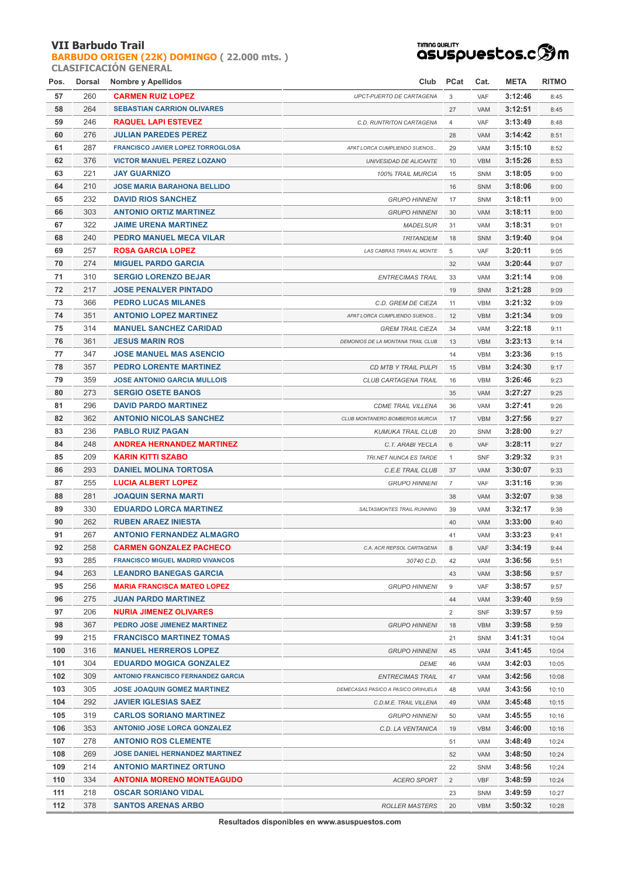# VII Barbudo Trail

## BARBUDO ORIGEN (22K) DOMINGO ( 22.000 mts. )

### CLASIFICACIÓN GENERAL

asuspuestos.com

| Pos. | Dorsal | Nombre y Apellidos | Club | PCat | Cat. | META | RITMO |
|---|---|---|---|---|---|---|---|
| 57 | 260 | CARMEN RUIZ LOPEZ | UPCT-PUERTO DE CARTAGENA | 3 | VAF | 3:12:46 | 8:45 |
| 58 | 264 | SEBASTIAN CARRION OLIVARES | | 27 | VAM | 3:12:51 | 8:45 |
| 59 | 246 | RAQUEL LAPI ESTEVEZ | C.D. RUNTRITON CARTAGENA | 4 | VAF | 3:13:49 | 8:48 |
| 60 | 276 | JULIAN PAREDES PEREZ | | 28 | VAM | 3:14:42 | 8:51 |
| 61 | 287 | FRANCISCO JAVIER LOPEZ TORROGLOSA | APAT LORCA CUMPLIENDO SUENOS... | 29 | VAM | 3:15:10 | 8:52 |
| 62 | 376 | VICTOR MANUEL PEREZ LOZANO | UNIVESIDAD DE ALICANTE | 10 | VBM | 3:15:26 | 8:53 |
| 63 | 221 | JAY GUARNIZO | 100% TRAIL MURCIA | 15 | SNM | 3:18:05 | 9:00 |
| 64 | 210 | JOSE MARIA BARAHONA BELLIDO | | 16 | SNM | 3:18:06 | 9:00 |
| 65 | 232 | DAVID RIOS SANCHEZ | GRUPO HINNENI | 17 | SNM | 3:18:11 | 9:00 |
| 66 | 303 | ANTONIO ORTIZ MARTINEZ | GRUPO HINNENI | 30 | VAM | 3:18:11 | 9:00 |
| 67 | 322 | JAIME URENA MARTINEZ | MADELSUR | 31 | VAM | 3:18:31 | 9:01 |
| 68 | 240 | PEDRO MANUEL MECA VILAR | TRITANDEM | 18 | SNM | 3:19:40 | 9:04 |
| 69 | 257 | ROSA GARCIA LOPEZ | LAS CABRAS TIRAN AL MONTE | 5 | VAF | 3:20:11 | 9:05 |
| 70 | 274 | MIGUEL PARDO GARCIA | | 32 | VAM | 3:20:44 | 9:07 |
| 71 | 310 | SERGIO LORENZO BEJAR | ENTRECIMAS TRAIL | 33 | VAM | 3:21:14 | 9:08 |
| 72 | 217 | JOSE PENALVER PINTADO | | 19 | SNM | 3:21:28 | 9:09 |
| 73 | 366 | PEDRO LUCAS MILANES | C.D. GREM DE CIEZA | 11 | VBM | 3:21:32 | 9:09 |
| 74 | 351 | ANTONIO LOPEZ MARTINEZ | APAT LORCA CUMPLIENDO SUENOS... | 12 | VBM | 3:21:34 | 9:09 |
| 75 | 314 | MANUEL SANCHEZ CARIDAD | GREM TRAIL CIEZA | 34 | VAM | 3:22:18 | 9:11 |
| 76 | 361 | JESUS MARIN ROS | DEMONIOS DE LA MONTANA TRAIL CLUB | 13 | VBM | 3:23:13 | 9:14 |
| 77 | 347 | JOSE MANUEL MAS ASENCIO | | 14 | VBM | 3:23:36 | 9:15 |
| 78 | 357 | PEDRO LORENTE MARTINEZ | CD MTB Y TRAIL PULPI | 15 | VBM | 3:24:30 | 9:17 |
| 79 | 359 | JOSE ANTONIO GARCIA MULLOIS | CLUB CARTAGENA TRAIL | 16 | VBM | 3:26:46 | 9:23 |
| 80 | 273 | SERGIO OSETE BANOS | | 35 | VAM | 3:27:27 | 9:25 |
| 81 | 296 | DAVID PARDO MARTINEZ | CDME TRAIL VILLENA | 36 | VAM | 3:27:41 | 9:26 |
| 82 | 362 | ANTONIO NICOLAS SANCHEZ | CLUB MONTANERO BOMBEROS MURCIA | 17 | VBM | 3:27:56 | 9:27 |
| 83 | 236 | PABLO RUIZ PAGAN | KUMUKA TRAIL CLUB | 20 | SNM | 3:28:00 | 9:27 |
| 84 | 248 | ANDREA HERNANDEZ MARTINEZ | C.T. ARABI YECLA | 6 | VAF | 3:28:11 | 9:27 |
| 85 | 209 | KARIN KITTI SZABO | TRI.NET NUNCA ES TARDE | 1 | SNF | 3:29:32 | 9:31 |
| 86 | 293 | DANIEL MOLINA TORTOSA | C.E.E TRAIL CLUB | 37 | VAM | 3:30:07 | 9:33 |
| 87 | 255 | LUCIA ALBERT LOPEZ | GRUPO HINNENI | 7 | VAF | 3:31:16 | 9:36 |
| 88 | 281 | JOAQUIN SERNA MARTI | | 38 | VAM | 3:32:07 | 9:38 |
| 89 | 330 | EDUARDO LORCA MARTINEZ | SALTASMONTES TRAIL RUNNING | 39 | VAM | 3:32:17 | 9:38 |
| 90 | 262 | RUBEN ARAEZ INIESTA | | 40 | VAM | 3:33:00 | 9:40 |
| 91 | 267 | ANTONIO FERNANDEZ ALMAGRO | | 41 | VAM | 3:33:23 | 9:41 |
| 92 | 258 | CARMEN GONZALEZ PACHECO | C.A. ACR REPSOL CARTAGENA | 8 | VAF | 3:34:19 | 9:44 |
| 93 | 285 | FRANCISCO MIGUEL MADRID VIVANCOS | 30740 C.D. | 42 | VAM | 3:36:56 | 9:51 |
| 94 | 263 | LEANDRO BANEGAS GARCIA | | 43 | VAM | 3:38:56 | 9:57 |
| 95 | 256 | MARIA FRANCISCA MATEO LOPEZ | GRUPO HINNENI | 9 | VAF | 3:38:57 | 9:57 |
| 96 | 275 | JUAN PARDO MARTINEZ | | 44 | VAM | 3:39:40 | 9:59 |
| 97 | 206 | NURIA JIMENEZ OLIVARES | | 2 | SNF | 3:39:57 | 9:59 |
| 98 | 367 | PEDRO JOSE JIMENEZ MARTINEZ | GRUPO HINNENI | 18 | VBM | 3:39:58 | 9:59 |
| 99 | 215 | FRANCISCO MARTINEZ TOMAS | | 21 | SNM | 3:41:31 | 10:04 |
| 100 | 316 | MANUEL HERREROS LOPEZ | GRUPO HINNENI | 45 | VAM | 3:41:45 | 10:04 |
| 101 | 304 | EDUARDO MOGICA GONZALEZ | DEME | 46 | VAM | 3:42:03 | 10:05 |
| 102 | 309 | ANTONIO FRANCISCO FERNANDEZ GARCIA | ENTRECIMAS TRAIL | 47 | VAM | 3:42:56 | 10:08 |
| 103 | 305 | JOSE JOAQUIN GOMEZ MARTINEZ | DEMECASAS PASICO A PASICO ORIHUELA | 48 | VAM | 3:43:56 | 10:10 |
| 104 | 292 | JAVIER IGLESIAS SAEZ | C.D.M.E. TRAIL VILLENA | 49 | VAM | 3:45:48 | 10:15 |
| 105 | 319 | CARLOS SORIANO MARTINEZ | GRUPO HINNENI | 50 | VAM | 3:45:55 | 10:16 |
| 106 | 353 | ANTONIO JOSE LORCA GONZALEZ | C.D. LA VENTANICA | 19 | VBM | 3:46:00 | 10:16 |
| 107 | 278 | ANTONIO ROS CLEMENTE | | 51 | VAM | 3:48:49 | 10:24 |
| 108 | 269 | JOSE DANIEL HERNANDEZ MARTINEZ | | 52 | VAM | 3:48:50 | 10:24 |
| 109 | 214 | ANTONIO MARTINEZ ORTUNO | | 22 | SNM | 3:48:56 | 10:24 |
| 110 | 334 | ANTONIA MORENO MONTEAGUDO | ACERO SPORT | 2 | VBF | 3:48:59 | 10:24 |
| 111 | 218 | OSCAR SORIANO VIDAL | | 23 | SNM | 3:49:59 | 10:27 |
| 112 | 378 | SANTOS ARENAS ARBO | ROLLER MASTERS | 20 | VBM | 3:50:32 | 10:28 |

Resultados disponibles en www.asuspuestos.com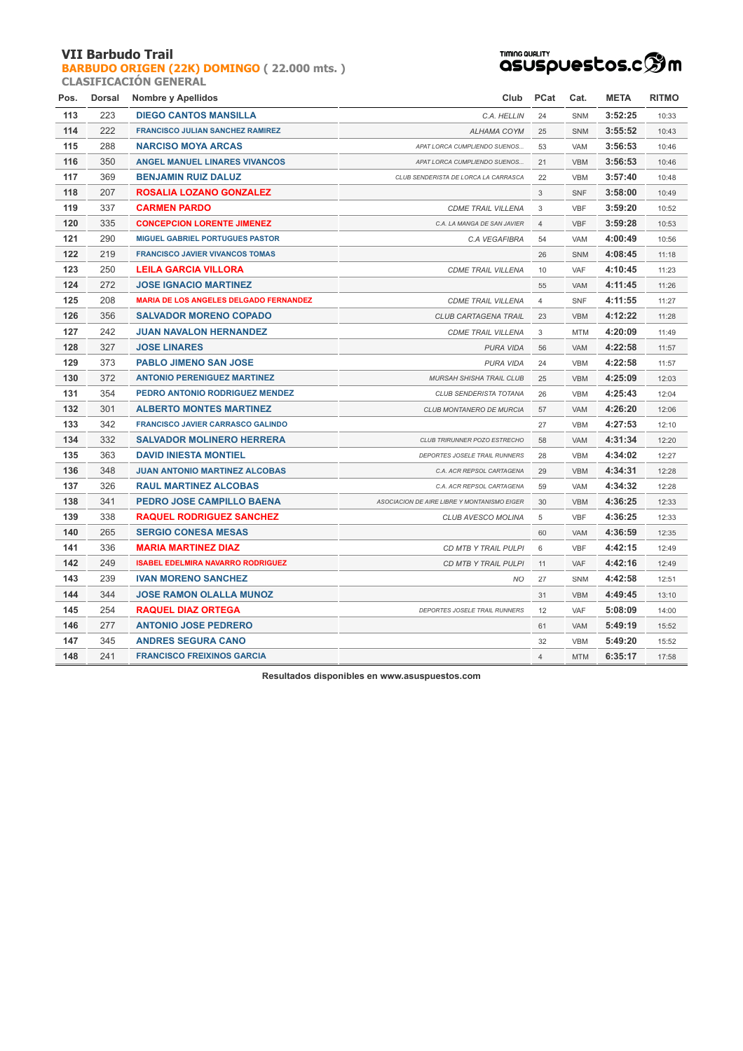**VII Barbudo Trail**

**BARBUDO ORIGEN (22K) DOMINGO** ( 22.000 mts. )

**CLASIFICACIÓN GENERAL**

| Pos. | Dorsal | Nombre y Apellidos | Club | PCat | Cat. | META | RITMO |
|---|---|---|---|---|---|---|---|
| 113 | 223 | DIEGO CANTOS MANSILLA | C.A. HELLIN | 24 | SNM | 3:52:25 | 10:33 |
| 114 | 222 | FRANCISCO JULIAN SANCHEZ RAMIREZ | ALHAMA COYM | 25 | SNM | 3:55:52 | 10:43 |
| 115 | 288 | NARCISO MOYA ARCAS | APAT LORCA CUMPLIENDO SUENOS... | 53 | VAM | 3:56:53 | 10:46 |
| 116 | 350 | ANGEL MANUEL LINARES VIVANCOS | APAT LORCA CUMPLIENDO SUENOS... | 21 | VBM | 3:56:53 | 10:46 |
| 117 | 369 | BENJAMIN RUIZ DALUZ | CLUB SENDERISTA DE LORCA LA CARRASCA | 22 | VBM | 3:57:40 | 10:48 |
| 118 | 207 | ROSALIA LOZANO GONZALEZ | | 3 | SNF | 3:58:00 | 10:49 |
| 119 | 337 | CARMEN PARDO | CDME TRAIL VILLENA | 3 | VBF | 3:59:20 | 10:52 |
| 120 | 335 | CONCEPCION LORENTE JIMENEZ | C.A. LA MANGA DE SAN JAVIER | 4 | VBF | 3:59:28 | 10:53 |
| 121 | 290 | MIGUEL GABRIEL PORTUGUES PASTOR | C.A VEGAFIBRA | 54 | VAM | 4:00:49 | 10:56 |
| 122 | 219 | FRANCISCO JAVIER VIVANCOS TOMAS | | 26 | SNM | 4:08:45 | 11:18 |
| 123 | 250 | LEILA GARCIA VILLORA | CDME TRAIL VILLENA | 10 | VAF | 4:10:45 | 11:23 |
| 124 | 272 | JOSE IGNACIO MARTINEZ | | 55 | VAM | 4:11:45 | 11:26 |
| 125 | 208 | MARIA DE LOS ANGELES DELGADO FERNANDEZ | CDME TRAIL VILLENA | 4 | SNF | 4:11:55 | 11:27 |
| 126 | 356 | SALVADOR MORENO COPADO | CLUB CARTAGENA TRAIL | 23 | VBM | 4:12:22 | 11:28 |
| 127 | 242 | JUAN NAVALON HERNANDEZ | CDME TRAIL VILLENA | 3 | MTM | 4:20:09 | 11:49 |
| 128 | 327 | JOSE LINARES | PURA VIDA | 56 | VAM | 4:22:58 | 11:57 |
| 129 | 373 | PABLO JIMENO SAN JOSE | PURA VIDA | 24 | VBM | 4:22:58 | 11:57 |
| 130 | 372 | ANTONIO PERENIGUEZ MARTINEZ | MURSAH SHISHA TRAIL CLUB | 25 | VBM | 4:25:09 | 12:03 |
| 131 | 354 | PEDRO ANTONIO RODRIGUEZ MENDEZ | CLUB SENDERISTA TOTANA | 26 | VBM | 4:25:43 | 12:04 |
| 132 | 301 | ALBERTO MONTES MARTINEZ | CLUB MONTANERO DE MURCIA | 57 | VAM | 4:26:20 | 12:06 |
| 133 | 342 | FRANCISCO JAVIER CARRASCO GALINDO | | 27 | VBM | 4:27:53 | 12:10 |
| 134 | 332 | SALVADOR MOLINERO HERRERA | CLUB TRIRUNNER POZO ESTRECHO | 58 | VAM | 4:31:34 | 12:20 |
| 135 | 363 | DAVID INIESTA MONTIEL | DEPORTES JOSELE TRAIL RUNNERS | 28 | VBM | 4:34:02 | 12:27 |
| 136 | 348 | JUAN ANTONIO MARTINEZ ALCOBAS | C.A. ACR REPSOL CARTAGENA | 29 | VBM | 4:34:31 | 12:28 |
| 137 | 326 | RAUL MARTINEZ ALCOBAS | C.A. ACR REPSOL CARTAGENA | 59 | VAM | 4:34:32 | 12:28 |
| 138 | 341 | PEDRO JOSE CAMPILLO BAENA | ASOCIACION DE AIRE LIBRE Y MONTANISMO EIGER | 30 | VBM | 4:36:25 | 12:33 |
| 139 | 338 | RAQUEL RODRIGUEZ SANCHEZ | CLUB AVESCO MOLINA | 5 | VBF | 4:36:25 | 12:33 |
| 140 | 265 | SERGIO CONESA MESAS | | 60 | VAM | 4:36:59 | 12:35 |
| 141 | 336 | MARIA MARTINEZ DIAZ | CD MTB Y TRAIL PULPI | 6 | VBF | 4:42:15 | 12:49 |
| 142 | 249 | ISABEL EDELMIRA NAVARRO RODRIGUEZ | CD MTB Y TRAIL PULPI | 11 | VAF | 4:42:16 | 12:49 |
| 143 | 239 | IVAN MORENO SANCHEZ | NO | 27 | SNM | 4:42:58 | 12:51 |
| 144 | 344 | JOSE RAMON OLALLA MUNOZ | | 31 | VBM | 4:49:45 | 13:10 |
| 145 | 254 | RAQUEL DIAZ ORTEGA | DEPORTES JOSELE TRAIL RUNNERS | 12 | VAF | 5:08:09 | 14:00 |
| 146 | 277 | ANTONIO JOSE PEDRERO | | 61 | VAM | 5:49:19 | 15:52 |
| 147 | 345 | ANDRES SEGURA CANO | | 32 | VBM | 5:49:20 | 15:52 |
| 148 | 241 | FRANCISCO FREIXINOS GARCIA | | 4 | MTM | 6:35:17 | 17:58 |

**Resultados disponibles en www.asuspuestos.com**